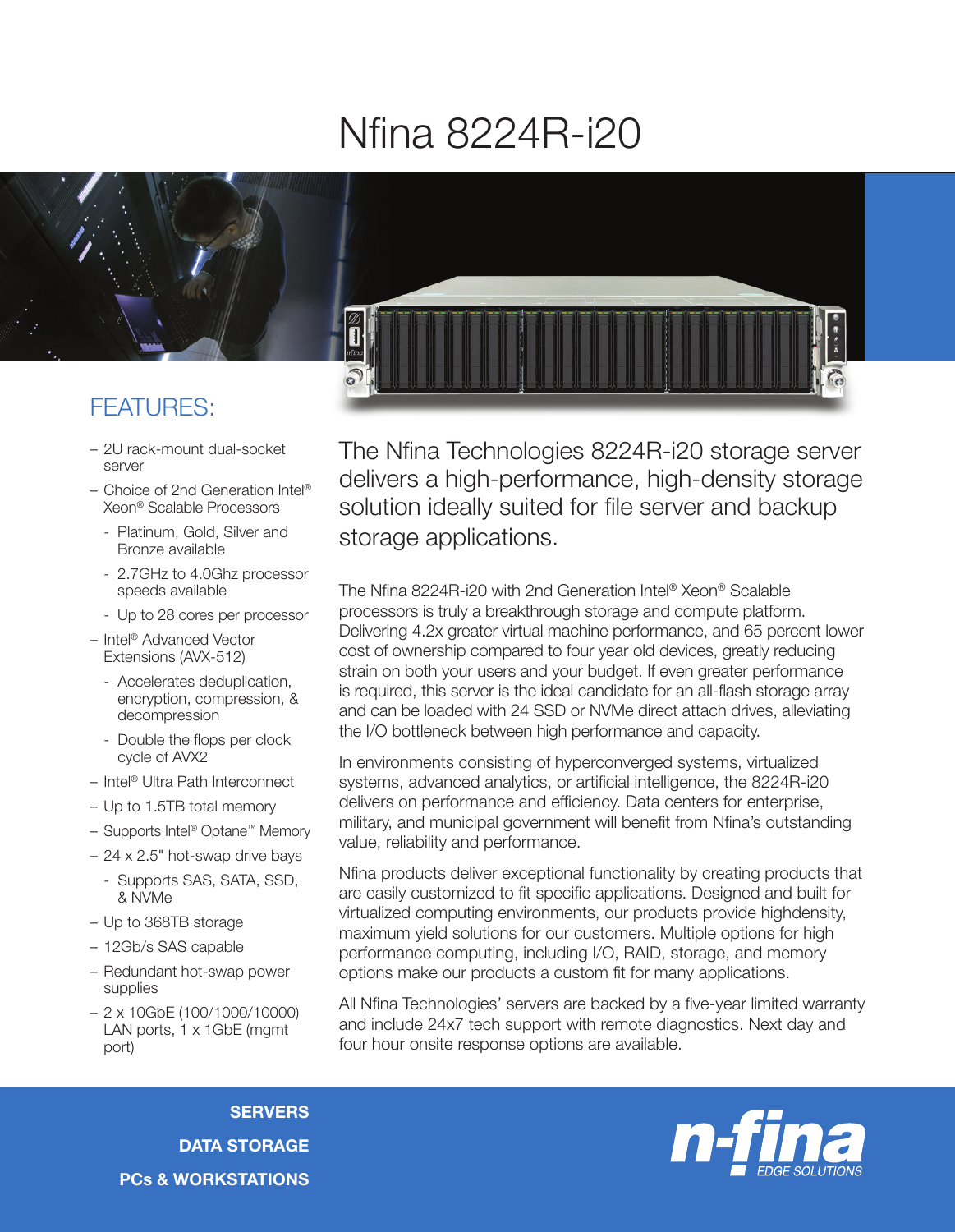# Nfina 8224R-i20

## FEATURES:

- 2U rack-mount dual-socket server
- Choice of 2nd Generation Intel® Xeon® Scalable Processors
  - Platinum, Gold, Silver and Bronze available
  - 2.7GHz to 4.0Ghz processor speeds available
  - Up to 28 cores per processor
- Intel® Advanced Vector Extensions (AVX-512)
  - Accelerates deduplication, encryption, compression, & decompression
  - Double the flops per clock cycle of AVX2
- Intel® Ultra Path Interconnect
- Up to 1.5TB total memory
- Supports Intel® Optane™ Memory
- 24 x 2.5" hot-swap drive bays
  - Supports SAS, SATA, SSD, & NVMe
- Up to 368TB storage
- 12Gb/s SAS capable
- Redundant hot-swap power supplies
- 2 x 10GbE (100/1000/10000) LAN ports, 1 x 1GbE (mgmt port)

The Nfina Technologies 8224R-i20 storage server delivers a high-performance, high-density storage solution ideally suited for file server and backup storage applications.

The Nfina 8224R-i20 with 2nd Generation Intel® Xeon® Scalable processors is truly a breakthrough storage and compute platform. Delivering 4.2x greater virtual machine performance, and 65 percent lower cost of ownership compared to four year old devices, greatly reducing strain on both your users and your budget. If even greater performance is required, this server is the ideal candidate for an all-flash storage array and can be loaded with 24 SSD or NVMe direct attach drives, alleviating the I/O bottleneck between high performance and capacity.

In environments consisting of hyperconverged systems, virtualized systems, advanced analytics, or artificial intelligence, the 8224R-i20 delivers on performance and efficiency. Data centers for enterprise, military, and municipal government will benefit from Nfina's outstanding value, reliability and performance.

Nfina products deliver exceptional functionality by creating products that are easily customized to fit specific applications. Designed and built for virtualized computing environments, our products provide highdensity, maximum yield solutions for our customers. Multiple options for high performance computing, including I/O, RAID, storage, and memory options make our products a custom fit for many applications.

All Nfina Technologies' servers are backed by a five-year limited warranty and include 24x7 tech support with remote diagnostics. Next day and four hour onsite response options are available.

**SERVERS**
**DATA STORAGE**
**PCs & WORKSTATIONS**

n-fina EDGE SOLUTIONS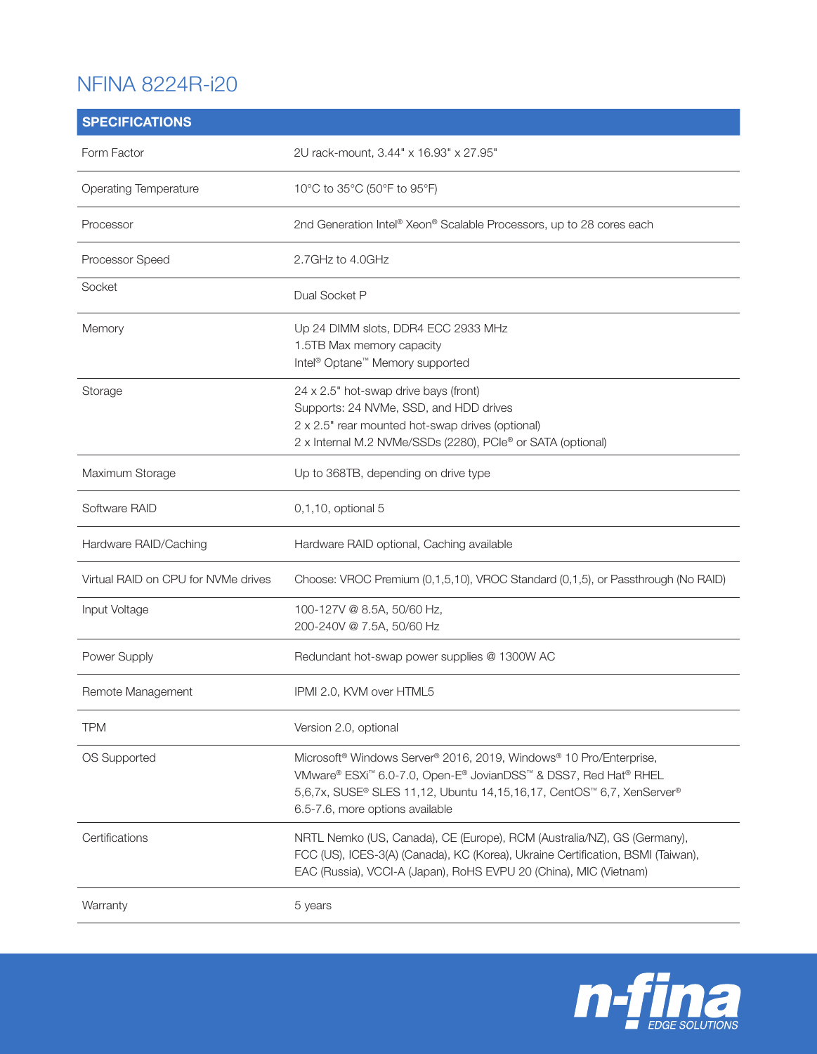# NFINA 8224R-i20

| SPECIFICATIONS | |
|---|---|
| Form Factor | 2U rack-mount, 3.44" x 16.93" x 27.95" |
| Operating Temperature | 10°C to 35°C (50°F to 95°F) |
| Processor | 2nd Generation Intel® Xeon® Scalable Processors, up to 28 cores each |
| Processor Speed | 2.7GHz to 4.0GHz |
| Socket | Dual Socket P |
| Memory | Up 24 DIMM slots, DDR4 ECC 2933 MHz<br>1.5TB Max memory capacity<br>Intel® Optane™ Memory supported |
| Storage | 24 x 2.5" hot-swap drive bays (front)<br>Supports: 24 NVMe, SSD, and HDD drives<br>2 x 2.5" rear mounted hot-swap drives (optional)<br>2 x Internal M.2 NVMe/SSDs (2280), PCIe® or SATA (optional) |
| Maximum Storage | Up to 368TB, depending on drive type |
| Software RAID | 0,1,10, optional 5 |
| Hardware RAID/Caching | Hardware RAID optional, Caching available |
| Virtual RAID on CPU for NVMe drives | Choose: VROC Premium (0,1,5,10), VROC Standard (0,1,5), or Passthrough (No RAID) |
| Input Voltage | 100-127V @ 8.5A, 50/60 Hz,<br>200-240V @ 7.5A, 50/60 Hz |
| Power Supply | Redundant hot-swap power supplies @ 1300W AC |
| Remote Management | IPMI 2.0, KVM over HTML5 |
| TPM | Version 2.0, optional |
| OS Supported | Microsoft® Windows Server® 2016, 2019, Windows® 10 Pro/Enterprise, VMware® ESXi™ 6.0-7.0, Open-E® JovianDSS™ & DSS7, Red Hat® RHEL 5,6,7x, SUSE® SLES 11,12, Ubuntu 14,15,16,17, CentOS™ 6,7, XenServer® 6.5-7.6, more options available |
| Certifications | NRTL Nemko (US, Canada), CE (Europe), RCM (Australia/NZ), GS (Germany), FCC (US), ICES-3(A) (Canada), KC (Korea), Ukraine Certification, BSMI (Taiwan), EAC (Russia), VCCI-A (Japan), RoHS EVPU 20 (China), MIC (Vietnam) |
| Warranty | 5 years |

n-fina EDGE SOLUTIONS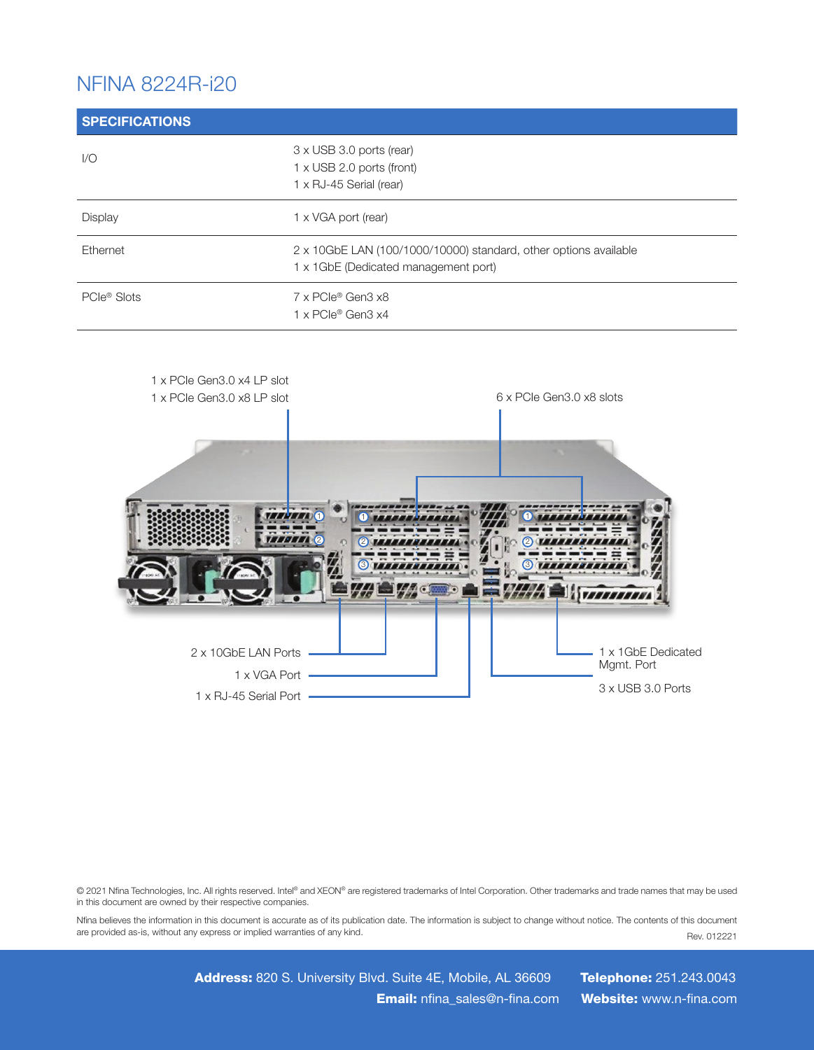# NFINA 8224R-i20

| SPECIFICATIONS | |
|---|---|
| I/O | 3 x USB 3.0 ports (rear)<br>1 x USB 2.0 ports (front)<br>1 x RJ-45 Serial (rear) |
| Display | 1 x VGA port (rear) |
| Ethernet | 2 x 10GbE LAN (100/1000/10000) standard, other options available<br>1 x 1GbE (Dedicated management port) |
| PCIe® Slots | 7 x PCIe® Gen3 x8<br>1 x PCIe® Gen3 x4 |

1 x PCIe Gen3.0 x4 LP slot
1 x PCIe Gen3.0 x8 LP slot

6 x PCIe Gen3.0 x8 slots

2 x 10GbE LAN Ports

1 x VGA Port

1 x RJ-45 Serial Port

1 x 1GbE Dedicated Mgmt. Port

3 x USB 3.0 Ports

© 2021 Nfina Technologies, Inc. All rights reserved. Intel® and XEON® are registered trademarks of Intel Corporation. Other trademarks and trade names that may be used in this document are owned by their respective companies.

Nfina believes the information in this document is accurate as of its publication date. The information is subject to change without notice. The contents of this document are provided as-is, without any express or implied warranties of any kind.

Rev. 012221

**Address:** 820 S. University Blvd. Suite 4E, Mobile, AL 36609 **Telephone:** 251.243.0043
**Email:** nfina_sales@n-fina.com **Website:** www.n-fina.com